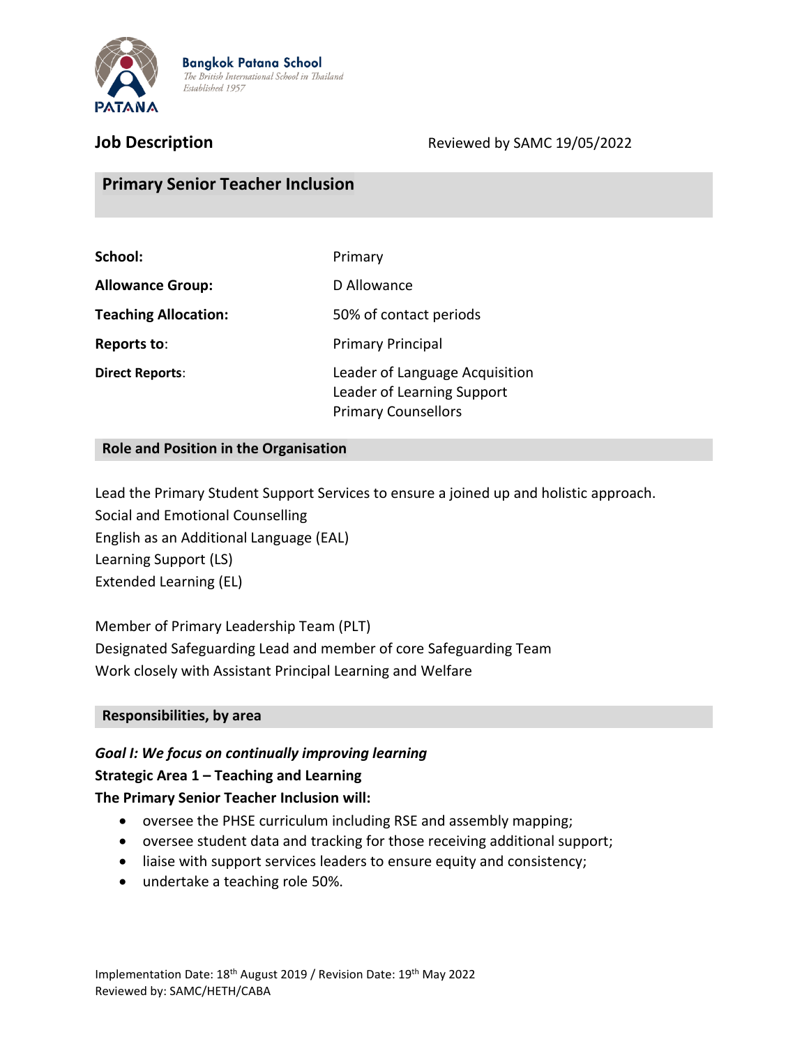Bangkok Patana School
The British International School in Thailand
Established 1957

**Job Description** Reviewed by SAMC 19/05/2022

## Primary Senior Teacher Inclusion

| | |
|---|---|
| **School:** | Primary |
| **Allowance Group:** | D Allowance |
| **Teaching Allocation:** | 50% of contact periods |
| **Reports to:** | Primary Principal |
| **Direct Reports:** | Leader of Language Acquisition<br>Leader of Learning Support<br>Primary Counsellors |

### Role and Position in the Organisation

Lead the Primary Student Support Services to ensure a joined up and holistic approach.
Social and Emotional Counselling
English as an Additional Language (EAL)
Learning Support (LS)
Extended Learning (EL)

Member of Primary Leadership Team (PLT)
Designated Safeguarding Lead and member of core Safeguarding Team
Work closely with Assistant Principal Learning and Welfare

### Responsibilities, by area

***Goal I: We focus on continually improving learning***

**Strategic Area 1 – Teaching and Learning**

**The Primary Senior Teacher Inclusion will:**

- oversee the PHSE curriculum including RSE and assembly mapping;
- oversee student data and tracking for those receiving additional support;
- liaise with support services leaders to ensure equity and consistency;
- undertake a teaching role 50%.

Implementation Date: 18th August 2019 / Revision Date: 19th May 2022
Reviewed by: SAMC/HETH/CABA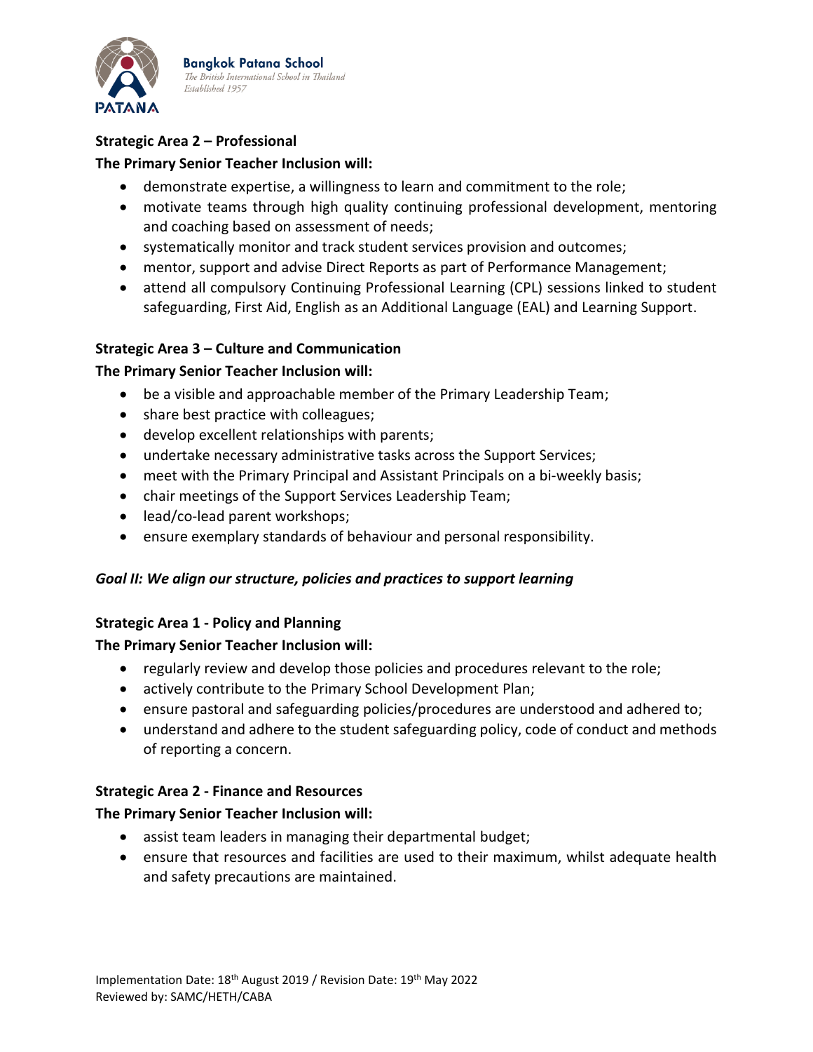**Strategic Area 2 – Professional**

**The Primary Senior Teacher Inclusion will:**

- demonstrate expertise, a willingness to learn and commitment to the role;
- motivate teams through high quality continuing professional development, mentoring and coaching based on assessment of needs;
- systematically monitor and track student services provision and outcomes;
- mentor, support and advise Direct Reports as part of Performance Management;
- attend all compulsory Continuing Professional Learning (CPL) sessions linked to student safeguarding, First Aid, English as an Additional Language (EAL) and Learning Support.

**Strategic Area 3 – Culture and Communication**

**The Primary Senior Teacher Inclusion will:**

- be a visible and approachable member of the Primary Leadership Team;
- share best practice with colleagues;
- develop excellent relationships with parents;
- undertake necessary administrative tasks across the Support Services;
- meet with the Primary Principal and Assistant Principals on a bi-weekly basis;
- chair meetings of the Support Services Leadership Team;
- lead/co-lead parent workshops;
- ensure exemplary standards of behaviour and personal responsibility.

***Goal II: We align our structure, policies and practices to support learning***

**Strategic Area 1 - Policy and Planning**

**The Primary Senior Teacher Inclusion will:**

- regularly review and develop those policies and procedures relevant to the role;
- actively contribute to the Primary School Development Plan;
- ensure pastoral and safeguarding policies/procedures are understood and adhered to;
- understand and adhere to the student safeguarding policy, code of conduct and methods of reporting a concern.

**Strategic Area 2 - Finance and Resources**

**The Primary Senior Teacher Inclusion will:**

- assist team leaders in managing their departmental budget;
- ensure that resources and facilities are used to their maximum, whilst adequate health and safety precautions are maintained.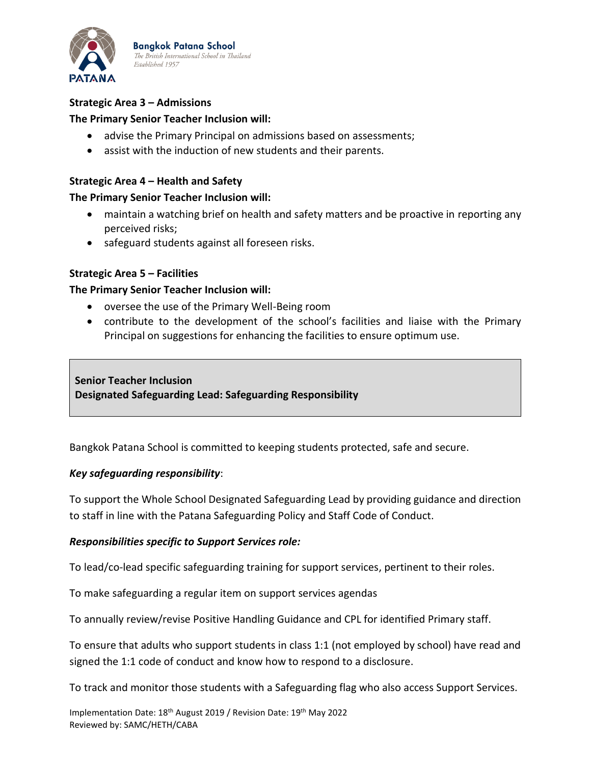**Strategic Area 3 – Admissions**

**The Primary Senior Teacher Inclusion will:**

- advise the Primary Principal on admissions based on assessments;
- assist with the induction of new students and their parents.

**Strategic Area 4 – Health and Safety**

**The Primary Senior Teacher Inclusion will:**

- maintain a watching brief on health and safety matters and be proactive in reporting any perceived risks;
- safeguard students against all foreseen risks.

**Strategic Area 5 – Facilities**

**The Primary Senior Teacher Inclusion will:**

- oversee the use of the Primary Well-Being room
- contribute to the development of the school's facilities and liaise with the Primary Principal on suggestions for enhancing the facilities to ensure optimum use.

**Senior Teacher Inclusion**
**Designated Safeguarding Lead: Safeguarding Responsibility**

Bangkok Patana School is committed to keeping students protected, safe and secure.

***Key safeguarding responsibility***:

To support the Whole School Designated Safeguarding Lead by providing guidance and direction to staff in line with the Patana Safeguarding Policy and Staff Code of Conduct.

***Responsibilities specific to Support Services role:***

To lead/co-lead specific safeguarding training for support services, pertinent to their roles.

To make safeguarding a regular item on support services agendas

To annually review/revise Positive Handling Guidance and CPL for identified Primary staff.

To ensure that adults who support students in class 1:1 (not employed by school) have read and signed the 1:1 code of conduct and know how to respond to a disclosure.

To track and monitor those students with a Safeguarding flag who also access Support Services.

Implementation Date: 18th August 2019 / Revision Date: 19th May 2022
Reviewed by: SAMC/HETH/CABA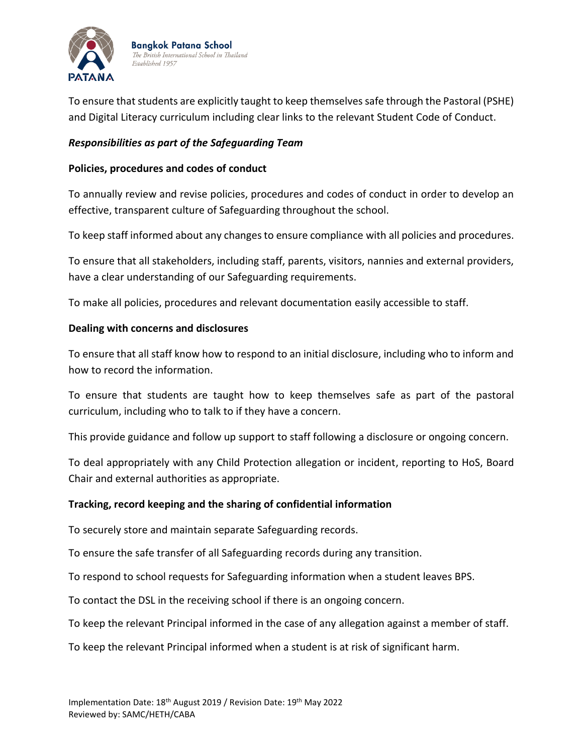To ensure that students are explicitly taught to keep themselves safe through the Pastoral (PSHE) and Digital Literacy curriculum including clear links to the relevant Student Code of Conduct.

***Responsibilities as part of the Safeguarding Team***

**Policies, procedures and codes of conduct**

To annually review and revise policies, procedures and codes of conduct in order to develop an effective, transparent culture of Safeguarding throughout the school.

To keep staff informed about any changes to ensure compliance with all policies and procedures.

To ensure that all stakeholders, including staff, parents, visitors, nannies and external providers, have a clear understanding of our Safeguarding requirements.

To make all policies, procedures and relevant documentation easily accessible to staff.

**Dealing with concerns and disclosures**

To ensure that all staff know how to respond to an initial disclosure, including who to inform and how to record the information.

To ensure that students are taught how to keep themselves safe as part of the pastoral curriculum, including who to talk to if they have a concern.

This provide guidance and follow up support to staff following a disclosure or ongoing concern.

To deal appropriately with any Child Protection allegation or incident, reporting to HoS, Board Chair and external authorities as appropriate.

**Tracking, record keeping and the sharing of confidential information**

To securely store and maintain separate Safeguarding records.

To ensure the safe transfer of all Safeguarding records during any transition.

To respond to school requests for Safeguarding information when a student leaves BPS.

To contact the DSL in the receiving school if there is an ongoing concern.

To keep the relevant Principal informed in the case of any allegation against a member of staff.

To keep the relevant Principal informed when a student is at risk of significant harm.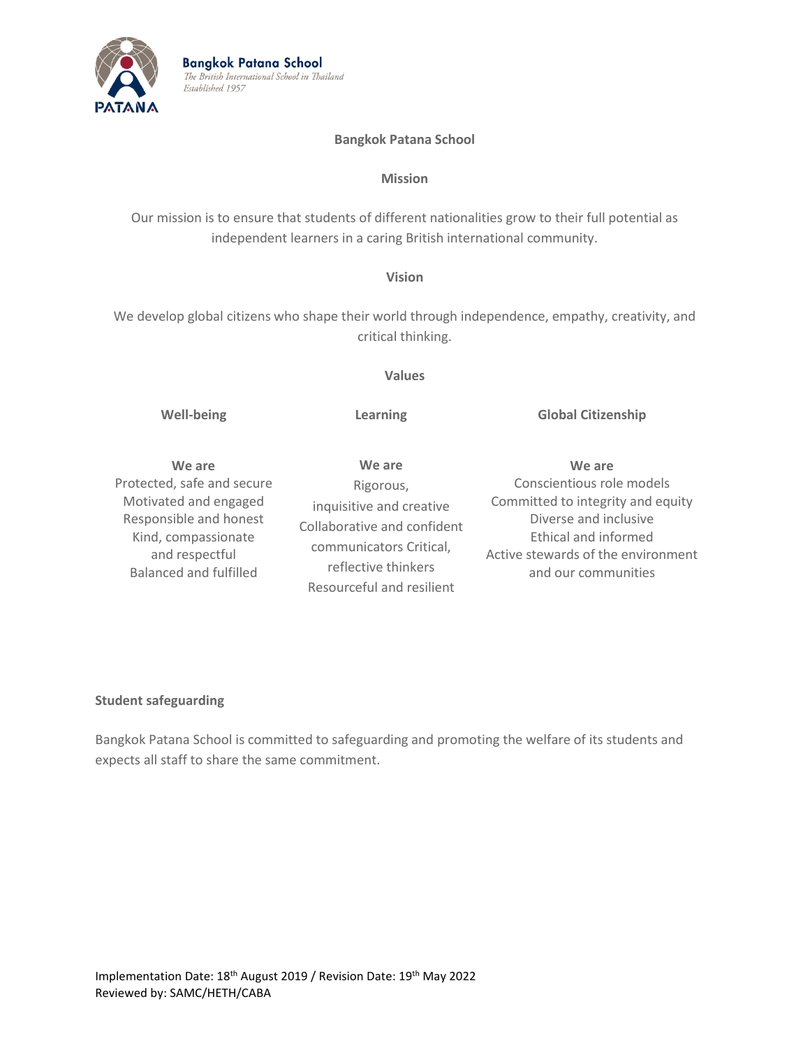**Bangkok Patana School**
*The British International School in Thailand*
*Established 1957*

**Bangkok Patana School**

**Mission**

Our mission is to ensure that students of different nationalities grow to their full potential as independent learners in a caring British international community.

**Vision**

We develop global citizens who shape their world through independence, empathy, creativity, and critical thinking.

**Values**

| Well-being | Learning | Global Citizenship |
|---|---|---|
| **We are** | **We are** | **We are** |
| Protected, safe and secure | Rigorous, inquisitive and creative | Conscientious role models |
| Motivated and engaged | Collaborative and confident communicators | Committed to integrity and equity |
| Responsible and honest | Critical, reflective thinkers | Diverse and inclusive |
| Kind, compassionate and respectful | Resourceful and resilient | Ethical and informed |
| Balanced and fulfilled | | Active stewards of the environment and our communities |

**Student safeguarding**

Bangkok Patana School is committed to safeguarding and promoting the welfare of its students and expects all staff to share the same commitment.

Implementation Date: 18th August 2019 / Revision Date: 19th May 2022
Reviewed by: SAMC/HETH/CABA